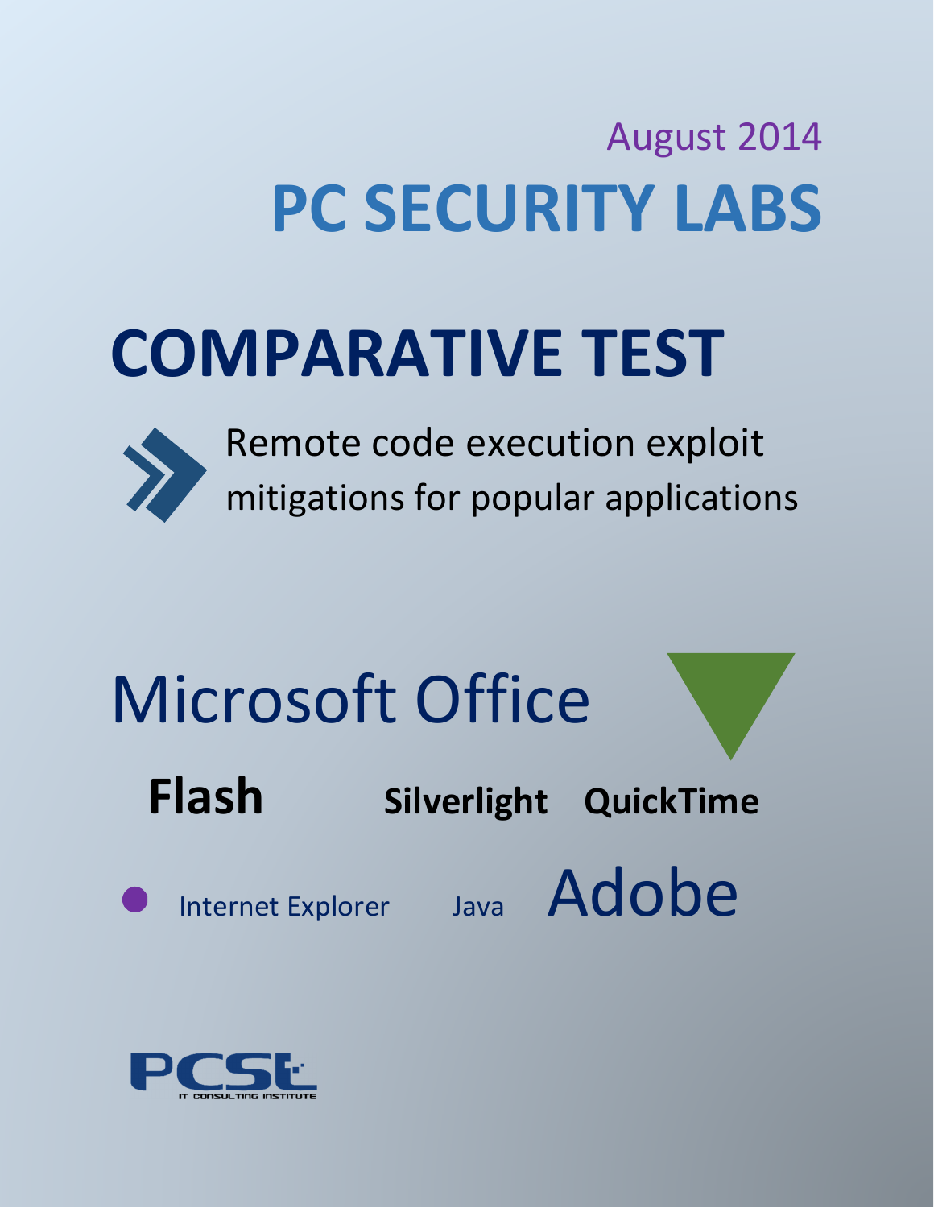August 2014

# PC SECURITY LABS

# COMPARATIVE TEST

Remote code execution exploit mitigations for popular applications

Microsoft Office

**Flash** **Silverlight** **QuickTime**

Internet Explorer Java Adobe

PCSL
IT CONSULTING INSTITUTE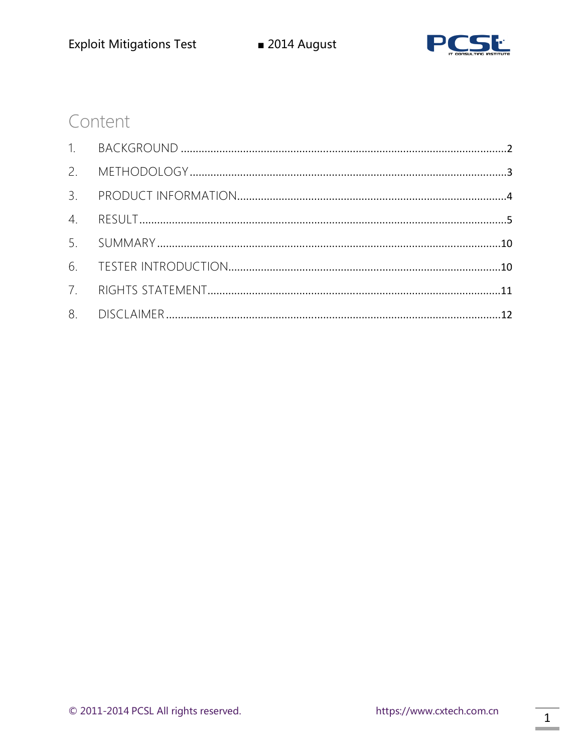# Content

1. BACKGROUND ............................................................................................................2
2. METHODOLOGY .........................................................................................................3
3. PRODUCT INFORMATION.........................................................................................4
4. RESULT ..........................................................................................................................5
5. SUMMARY ...................................................................................................................10
6. TESTER INTRODUCTION..........................................................................................10
7. RIGHTS STATEMENT.................................................................................................11
8. DISCLAIMER ...............................................................................................................12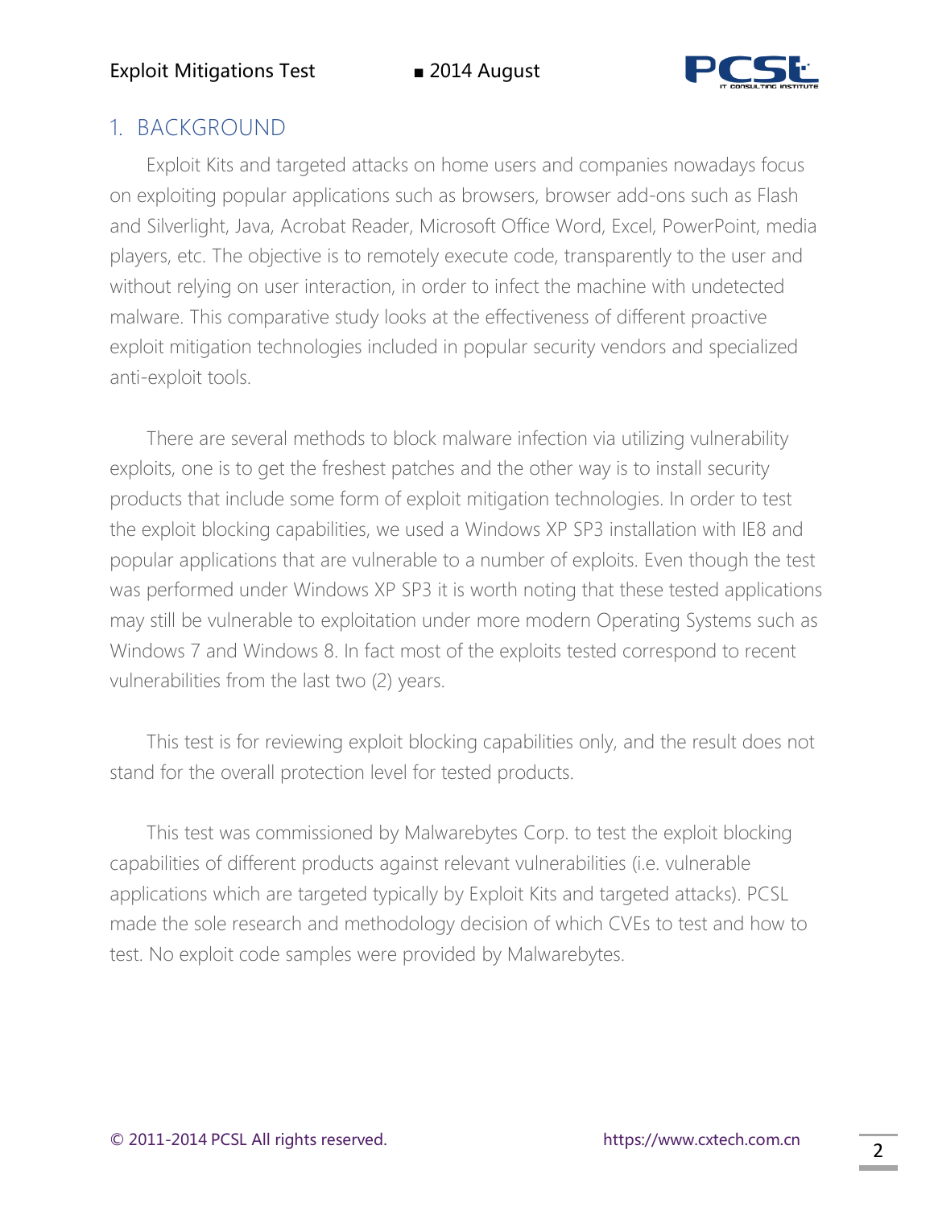## 1. BACKGROUND

Exploit Kits and targeted attacks on home users and companies nowadays focus on exploiting popular applications such as browsers, browser add-ons such as Flash and Silverlight, Java, Acrobat Reader, Microsoft Office Word, Excel, PowerPoint, media players, etc. The objective is to remotely execute code, transparently to the user and without relying on user interaction, in order to infect the machine with undetected malware. This comparative study looks at the effectiveness of different proactive exploit mitigation technologies included in popular security vendors and specialized anti-exploit tools.

There are several methods to block malware infection via utilizing vulnerability exploits, one is to get the freshest patches and the other way is to install security products that include some form of exploit mitigation technologies. In order to test the exploit blocking capabilities, we used a Windows XP SP3 installation with IE8 and popular applications that are vulnerable to a number of exploits. Even though the test was performed under Windows XP SP3 it is worth noting that these tested applications may still be vulnerable to exploitation under more modern Operating Systems such as Windows 7 and Windows 8. In fact most of the exploits tested correspond to recent vulnerabilities from the last two (2) years.

This test is for reviewing exploit blocking capabilities only, and the result does not stand for the overall protection level for tested products.

This test was commissioned by Malwarebytes Corp. to test the exploit blocking capabilities of different products against relevant vulnerabilities (i.e. vulnerable applications which are targeted typically by Exploit Kits and targeted attacks). PCSL made the sole research and methodology decision of which CVEs to test and how to test. No exploit code samples were provided by Malwarebytes.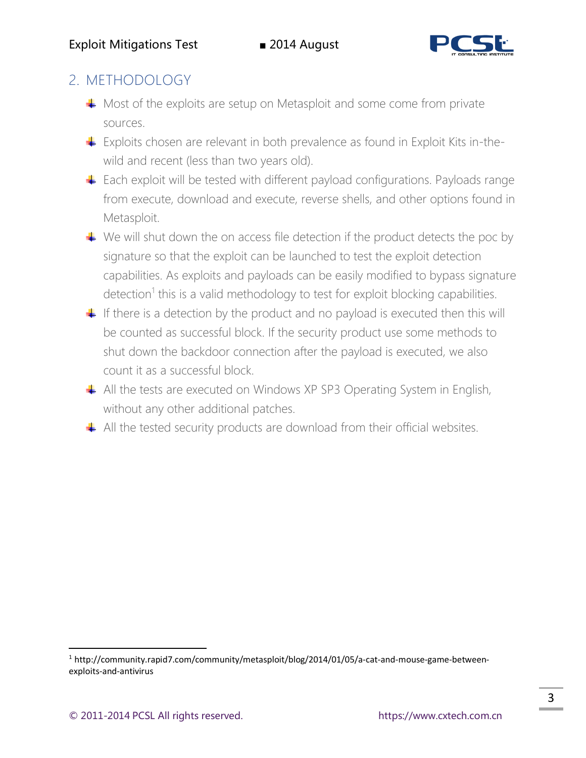## 2. METHODOLOGY

- Most of the exploits are setup on Metasploit and some come from private sources.
- Exploits chosen are relevant in both prevalence as found in Exploit Kits in-the-wild and recent (less than two years old).
- Each exploit will be tested with different payload configurations. Payloads range from execute, download and execute, reverse shells, and other options found in Metasploit.
- We will shut down the on access file detection if the product detects the poc by signature so that the exploit can be launched to test the exploit detection capabilities. As exploits and payloads can be easily modified to bypass signature detection[1] this is a valid methodology to test for exploit blocking capabilities.
- If there is a detection by the product and no payload is executed then this will be counted as successful block. If the security product use some methods to shut down the backdoor connection after the payload is executed, we also count it as a successful block.
- All the tests are executed on Windows XP SP3 Operating System in English, without any other additional patches.
- All the tested security products are download from their official websites.

[1] http://community.rapid7.com/community/metasploit/blog/2014/01/05/a-cat-and-mouse-game-between-exploits-and-antivirus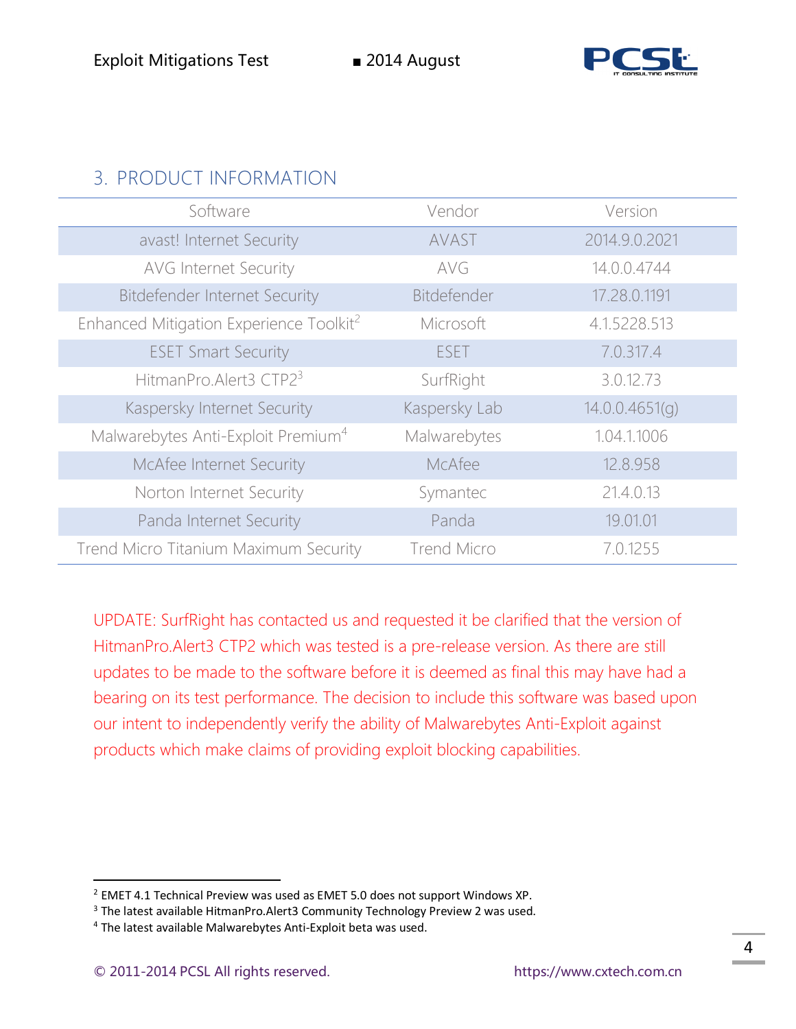## 3. PRODUCT INFORMATION

| Software | Vendor | Version |
|---|---|---|
| avast! Internet Security | AVAST | 2014.9.0.2021 |
| AVG Internet Security | AVG | 14.0.0.4744 |
| Bitdefender Internet Security | Bitdefender | 17.28.0.1191 |
| Enhanced Mitigation Experience Toolkit[2] | Microsoft | 4.1.5228.513 |
| ESET Smart Security | ESET | 7.0.317.4 |
| HitmanPro.Alert3 CTP2[3] | SurfRight | 3.0.12.73 |
| Kaspersky Internet Security | Kaspersky Lab | 14.0.0.4651(g) |
| Malwarebytes Anti-Exploit Premium[4] | Malwarebytes | 1.04.1.1006 |
| McAfee Internet Security | McAfee | 12.8.958 |
| Norton Internet Security | Symantec | 21.4.0.13 |
| Panda Internet Security | Panda | 19.01.01 |
| Trend Micro Titanium Maximum Security | Trend Micro | 7.0.1255 |

UPDATE: SurfRight has contacted us and requested it be clarified that the version of HitmanPro.Alert3 CTP2 which was tested is a pre-release version. As there are still updates to be made to the software before it is deemed as final this may have had a bearing on its test performance. The decision to include this software was based upon our intent to independently verify the ability of Malwarebytes Anti-Exploit against products which make claims of providing exploit blocking capabilities.

---

[2] EMET 4.1 Technical Preview was used as EMET 5.0 does not support Windows XP.

[3] The latest available HitmanPro.Alert3 Community Technology Preview 2 was used.

[4] The latest available Malwarebytes Anti-Exploit beta was used.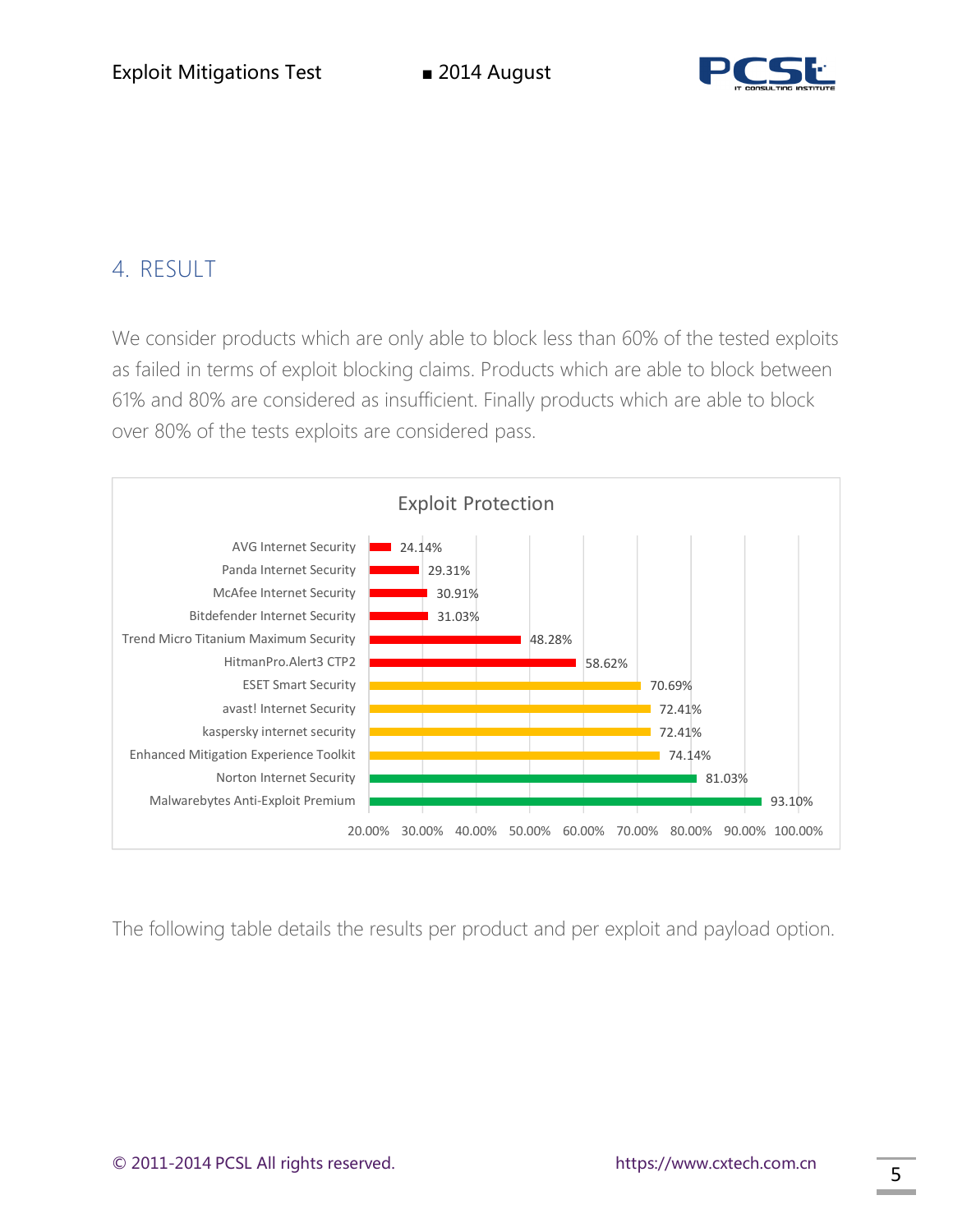## 4. RESULT

We consider products which are only able to block less than 60% of the tested exploits as failed in terms of exploit blocking claims. Products which are able to block between 61% and 80% are considered as insufficient. Finally products which are able to block over 80% of the tests exploits are considered pass.

**Exploit Protection**

| Product | Exploit Protection |
|---|---|
| AVG Internet Security | 24.14% |
| Panda Internet Security | 29.31% |
| McAfee Internet Security | 30.91% |
| Bitdefender Internet Security | 31.03% |
| Trend Micro Titanium Maximum Security | 48.28% |
| HitmanPro.Alert3 CTP2 | 58.62% |
| ESET Smart Security | 70.69% |
| avast! Internet Security | 72.41% |
| kaspersky internet security | 72.41% |
| Enhanced Mitigation Experience Toolkit | 74.14% |
| Norton Internet Security | 81.03% |
| Malwarebytes Anti-Exploit Premium | 93.10% |

The following table details the results per product and per exploit and payload option.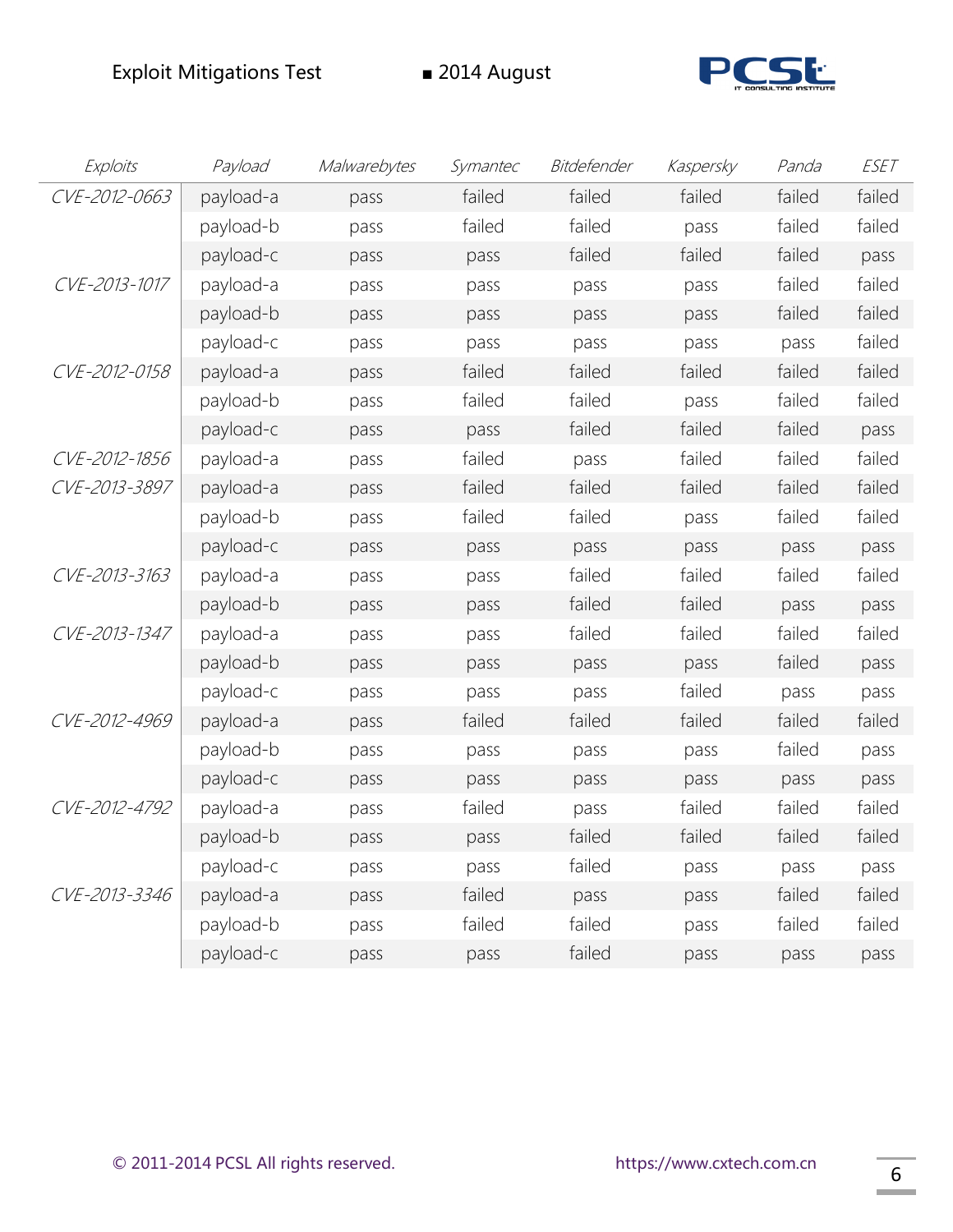| Exploits | Payload | Malwarebytes | Symantec | Bitdefender | Kaspersky | Panda | ESET |
|---|---|---|---|---|---|---|---|
| CVE-2012-0663 | payload-a | pass | failed | failed | failed | failed | failed |
| | payload-b | pass | failed | failed | pass | failed | failed |
| | payload-c | pass | pass | failed | failed | failed | pass |
| CVE-2013-1017 | payload-a | pass | pass | pass | pass | failed | failed |
| | payload-b | pass | pass | pass | pass | failed | failed |
| | payload-c | pass | pass | pass | pass | pass | failed |
| CVE-2012-0158 | payload-a | pass | failed | failed | failed | failed | failed |
| | payload-b | pass | failed | failed | pass | failed | failed |
| | payload-c | pass | pass | failed | failed | failed | pass |
| CVE-2012-1856 | payload-a | pass | failed | pass | failed | failed | failed |
| CVE-2013-3897 | payload-a | pass | failed | failed | failed | failed | failed |
| | payload-b | pass | failed | failed | pass | failed | failed |
| | payload-c | pass | pass | pass | pass | pass | pass |
| CVE-2013-3163 | payload-a | pass | pass | failed | failed | failed | failed |
| | payload-b | pass | pass | failed | failed | pass | pass |
| CVE-2013-1347 | payload-a | pass | pass | failed | failed | failed | failed |
| | payload-b | pass | pass | pass | pass | failed | pass |
| | payload-c | pass | pass | pass | failed | pass | pass |
| CVE-2012-4969 | payload-a | pass | failed | failed | failed | failed | failed |
| | payload-b | pass | pass | pass | pass | failed | pass |
| | payload-c | pass | pass | pass | pass | pass | pass |
| CVE-2012-4792 | payload-a | pass | failed | pass | failed | failed | failed |
| | payload-b | pass | pass | failed | failed | failed | failed |
| | payload-c | pass | pass | failed | pass | pass | pass |
| CVE-2013-3346 | payload-a | pass | failed | pass | pass | failed | failed |
| | payload-b | pass | failed | failed | pass | failed | failed |
| | payload-c | pass | pass | failed | pass | pass | pass |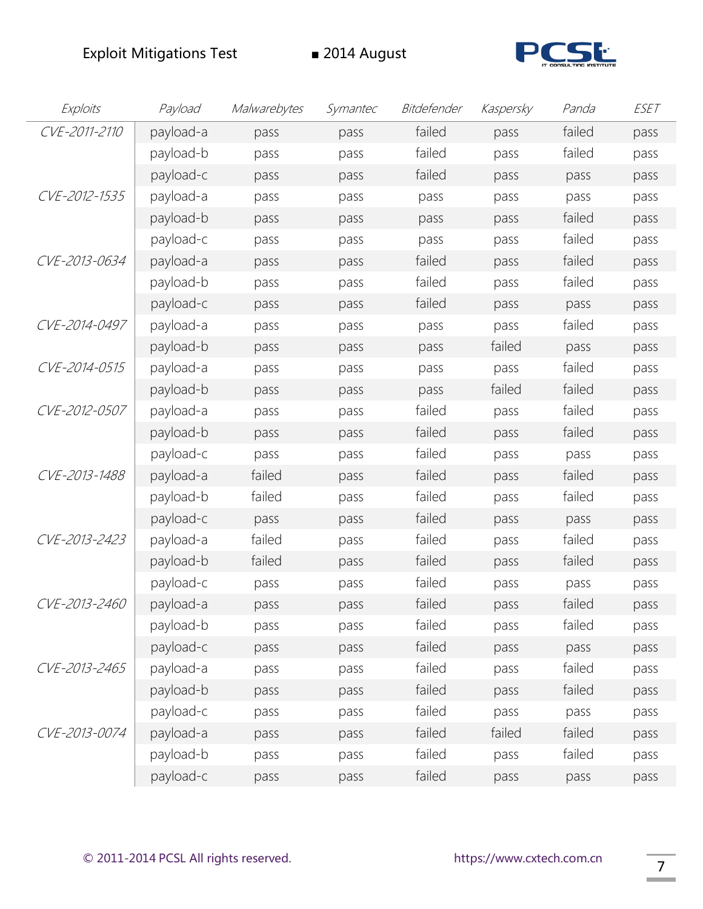| Exploits | Payload | Malwarebytes | Symantec | Bitdefender | Kaspersky | Panda | ESET |
|---|---|---|---|---|---|---|---|
| CVE-2011-2110 | payload-a | pass | pass | failed | pass | failed | pass |
| | payload-b | pass | pass | failed | pass | failed | pass |
| | payload-c | pass | pass | failed | pass | pass | pass |
| CVE-2012-1535 | payload-a | pass | pass | pass | pass | pass | pass |
| | payload-b | pass | pass | pass | pass | failed | pass |
| | payload-c | pass | pass | pass | pass | failed | pass |
| CVE-2013-0634 | payload-a | pass | pass | failed | pass | failed | pass |
| | payload-b | pass | pass | failed | pass | failed | pass |
| | payload-c | pass | pass | failed | pass | pass | pass |
| CVE-2014-0497 | payload-a | pass | pass | pass | pass | failed | pass |
| | payload-b | pass | pass | pass | failed | pass | pass |
| CVE-2014-0515 | payload-a | pass | pass | pass | pass | failed | pass |
| | payload-b | pass | pass | pass | failed | failed | pass |
| CVE-2012-0507 | payload-a | pass | pass | failed | pass | failed | pass |
| | payload-b | pass | pass | failed | pass | failed | pass |
| | payload-c | pass | pass | failed | pass | pass | pass |
| CVE-2013-1488 | payload-a | failed | pass | failed | pass | failed | pass |
| | payload-b | failed | pass | failed | pass | failed | pass |
| | payload-c | pass | pass | failed | pass | pass | pass |
| CVE-2013-2423 | payload-a | failed | pass | failed | pass | failed | pass |
| | payload-b | failed | pass | failed | pass | failed | pass |
| | payload-c | pass | pass | failed | pass | pass | pass |
| CVE-2013-2460 | payload-a | pass | pass | failed | pass | failed | pass |
| | payload-b | pass | pass | failed | pass | failed | pass |
| | payload-c | pass | pass | failed | pass | pass | pass |
| CVE-2013-2465 | payload-a | pass | pass | failed | pass | failed | pass |
| | payload-b | pass | pass | failed | pass | failed | pass |
| | payload-c | pass | pass | failed | pass | pass | pass |
| CVE-2013-0074 | payload-a | pass | pass | failed | failed | failed | pass |
| | payload-b | pass | pass | failed | pass | failed | pass |
| | payload-c | pass | pass | failed | pass | pass | pass |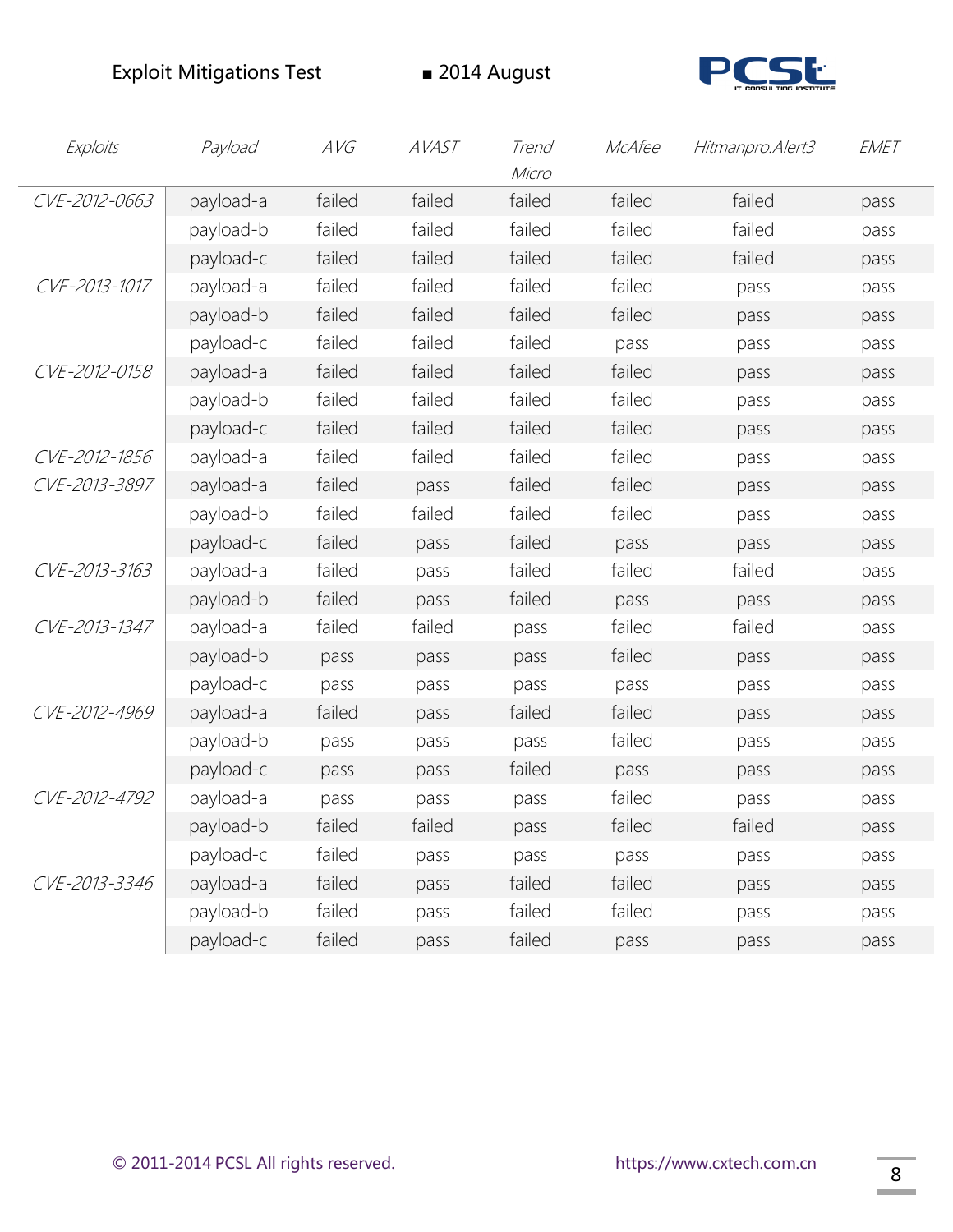| Exploits | Payload | AVG | AVAST | Trend Micro | McAfee | Hitmanpro.Alert3 | EMET |
|---|---|---|---|---|---|---|---|
| CVE-2012-0663 | payload-a | failed | failed | failed | failed | failed | pass |
| | payload-b | failed | failed | failed | failed | failed | pass |
| | payload-c | failed | failed | failed | failed | failed | pass |
| CVE-2013-1017 | payload-a | failed | failed | failed | failed | pass | pass |
| | payload-b | failed | failed | failed | failed | pass | pass |
| | payload-c | failed | failed | failed | pass | pass | pass |
| CVE-2012-0158 | payload-a | failed | failed | failed | failed | pass | pass |
| | payload-b | failed | failed | failed | failed | pass | pass |
| | payload-c | failed | failed | failed | failed | pass | pass |
| CVE-2012-1856 | payload-a | failed | failed | failed | failed | pass | pass |
| CVE-2013-3897 | payload-a | failed | pass | failed | failed | pass | pass |
| | payload-b | failed | failed | failed | failed | pass | pass |
| | payload-c | failed | pass | failed | pass | pass | pass |
| CVE-2013-3163 | payload-a | failed | pass | failed | failed | failed | pass |
| | payload-b | failed | pass | failed | pass | pass | pass |
| CVE-2013-1347 | payload-a | failed | failed | pass | failed | failed | pass |
| | payload-b | pass | pass | pass | failed | pass | pass |
| | payload-c | pass | pass | pass | pass | pass | pass |
| CVE-2012-4969 | payload-a | failed | pass | failed | failed | pass | pass |
| | payload-b | pass | pass | pass | failed | pass | pass |
| | payload-c | pass | pass | failed | pass | pass | pass |
| CVE-2012-4792 | payload-a | pass | pass | pass | failed | pass | pass |
| | payload-b | failed | failed | pass | failed | failed | pass |
| | payload-c | failed | pass | pass | pass | pass | pass |
| CVE-2013-3346 | payload-a | failed | pass | failed | failed | pass | pass |
| | payload-b | failed | pass | failed | failed | pass | pass |
| | payload-c | failed | pass | failed | pass | pass | pass |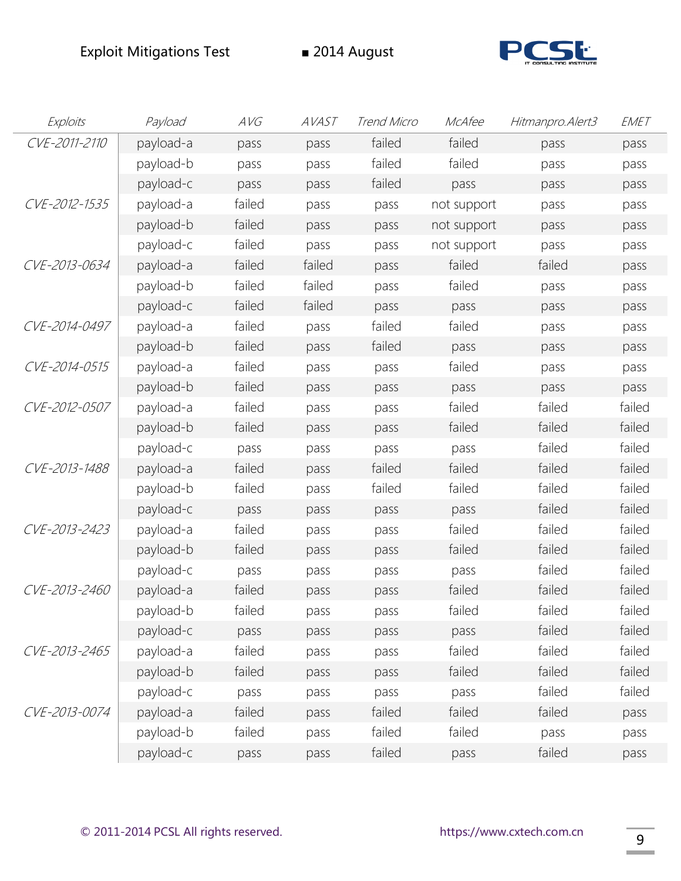| Exploits | Payload | AVG | AVAST | Trend Micro | McAfee | Hitmanpro.Alert3 | EMET |
|---|---|---|---|---|---|---|---|
| CVE-2011-2110 | payload-a | pass | pass | failed | failed | pass | pass |
| | payload-b | pass | pass | failed | failed | pass | pass |
| | payload-c | pass | pass | failed | pass | pass | pass |
| CVE-2012-1535 | payload-a | failed | pass | pass | not support | pass | pass |
| | payload-b | failed | pass | pass | not support | pass | pass |
| | payload-c | failed | pass | pass | not support | pass | pass |
| CVE-2013-0634 | payload-a | failed | failed | pass | failed | failed | pass |
| | payload-b | failed | failed | pass | failed | pass | pass |
| | payload-c | failed | failed | pass | pass | pass | pass |
| CVE-2014-0497 | payload-a | failed | pass | failed | failed | pass | pass |
| | payload-b | failed | pass | failed | pass | pass | pass |
| CVE-2014-0515 | payload-a | failed | pass | pass | failed | pass | pass |
| | payload-b | failed | pass | pass | pass | pass | pass |
| CVE-2012-0507 | payload-a | failed | pass | pass | failed | failed | failed |
| | payload-b | failed | pass | pass | failed | failed | failed |
| | payload-c | pass | pass | pass | pass | failed | failed |
| CVE-2013-1488 | payload-a | failed | pass | failed | failed | failed | failed |
| | payload-b | failed | pass | failed | failed | failed | failed |
| | payload-c | pass | pass | pass | pass | failed | failed |
| CVE-2013-2423 | payload-a | failed | pass | pass | failed | failed | failed |
| | payload-b | failed | pass | pass | failed | failed | failed |
| | payload-c | pass | pass | pass | pass | failed | failed |
| CVE-2013-2460 | payload-a | failed | pass | pass | failed | failed | failed |
| | payload-b | failed | pass | pass | failed | failed | failed |
| | payload-c | pass | pass | pass | pass | failed | failed |
| CVE-2013-2465 | payload-a | failed | pass | pass | failed | failed | failed |
| | payload-b | failed | pass | pass | failed | failed | failed |
| | payload-c | pass | pass | pass | pass | failed | failed |
| CVE-2013-0074 | payload-a | failed | pass | failed | failed | failed | pass |
| | payload-b | failed | pass | failed | failed | pass | pass |
| | payload-c | pass | pass | failed | pass | failed | pass |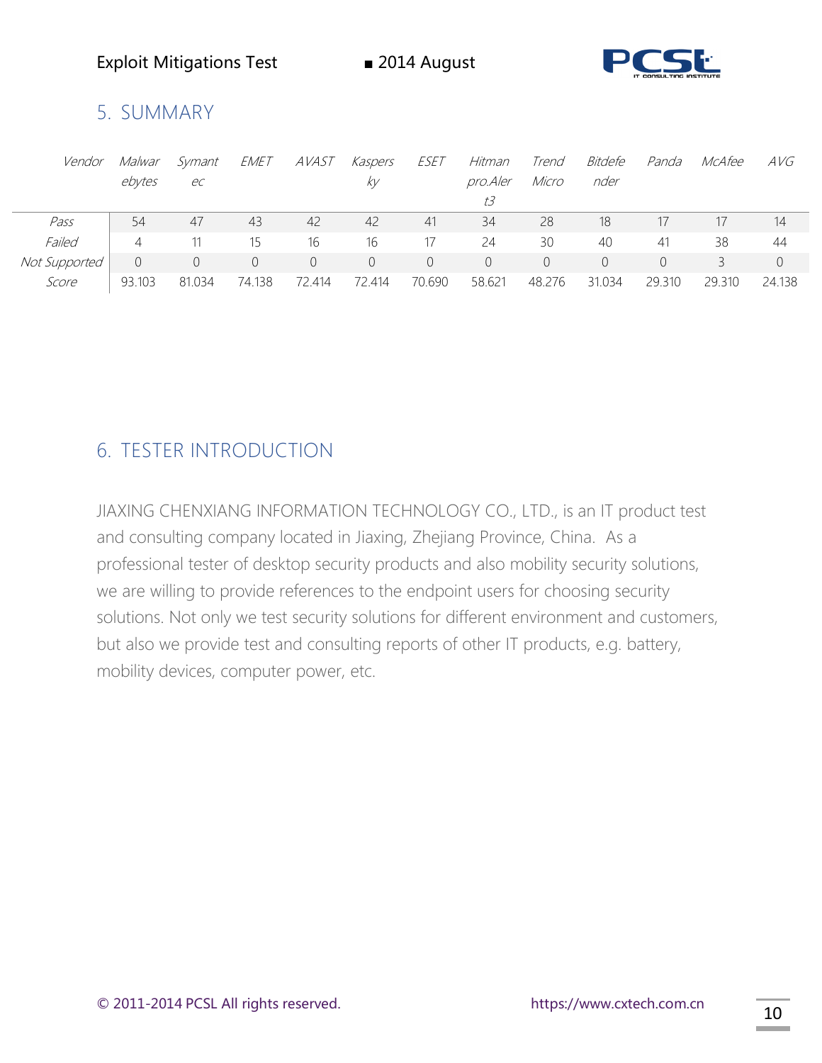## 5. SUMMARY

| Vendor | Malwarebytes | Symantec | EMET | AVAST | Kaspersky | ESET | Hitmanpro.Alert3 | Trend Micro | Bitdefender | Panda | McAfee | AVG |
|---|---|---|---|---|---|---|---|---|---|---|---|---|
| Pass | 54 | 47 | 43 | 42 | 42 | 41 | 34 | 28 | 18 | 17 | 17 | 14 |
| Failed | 4 | 11 | 15 | 16 | 16 | 17 | 24 | 30 | 40 | 41 | 38 | 44 |
| Not Supported | 0 | 0 | 0 | 0 | 0 | 0 | 0 | 0 | 0 | 0 | 3 | 0 |
| Score | 93.103 | 81.034 | 74.138 | 72.414 | 72.414 | 70.690 | 58.621 | 48.276 | 31.034 | 29.310 | 29.310 | 24.138 |

## 6. TESTER INTRODUCTION

JIAXING CHENXIANG INFORMATION TECHNOLOGY CO., LTD., is an IT product test and consulting company located in Jiaxing, Zhejiang Province, China. As a professional tester of desktop security products and also mobility security solutions, we are willing to provide references to the endpoint users for choosing security solutions. Not only we test security solutions for different environment and customers, but also we provide test and consulting reports of other IT products, e.g. battery, mobility devices, computer power, etc.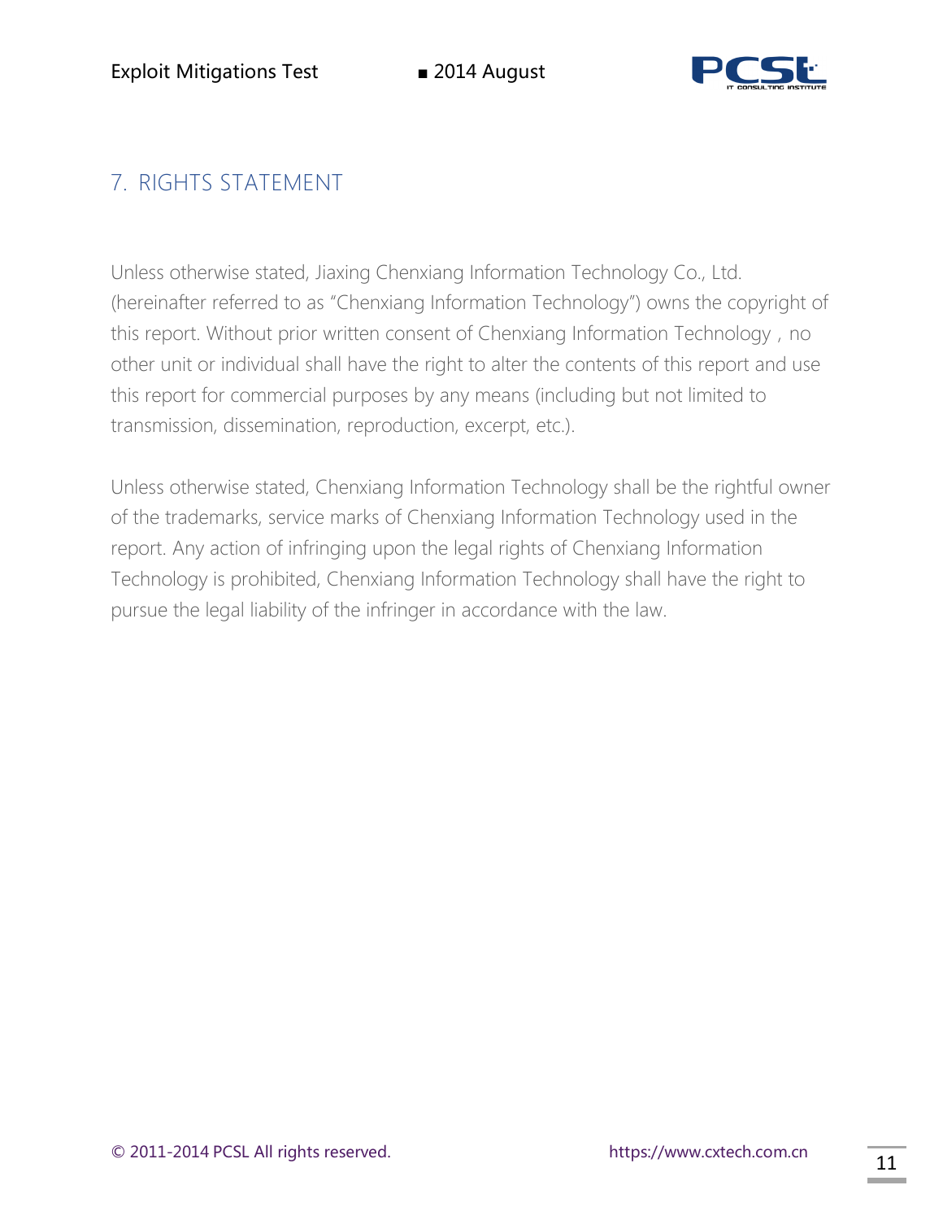## 7. RIGHTS STATEMENT

Unless otherwise stated, Jiaxing Chenxiang Information Technology Co., Ltd. (hereinafter referred to as "Chenxiang Information Technology") owns the copyright of this report. Without prior written consent of Chenxiang Information Technology，no other unit or individual shall have the right to alter the contents of this report and use this report for commercial purposes by any means (including but not limited to transmission, dissemination, reproduction, excerpt, etc.).

Unless otherwise stated, Chenxiang Information Technology shall be the rightful owner of the trademarks, service marks of Chenxiang Information Technology used in the report. Any action of infringing upon the legal rights of Chenxiang Information Technology is prohibited, Chenxiang Information Technology shall have the right to pursue the legal liability of the infringer in accordance with the law.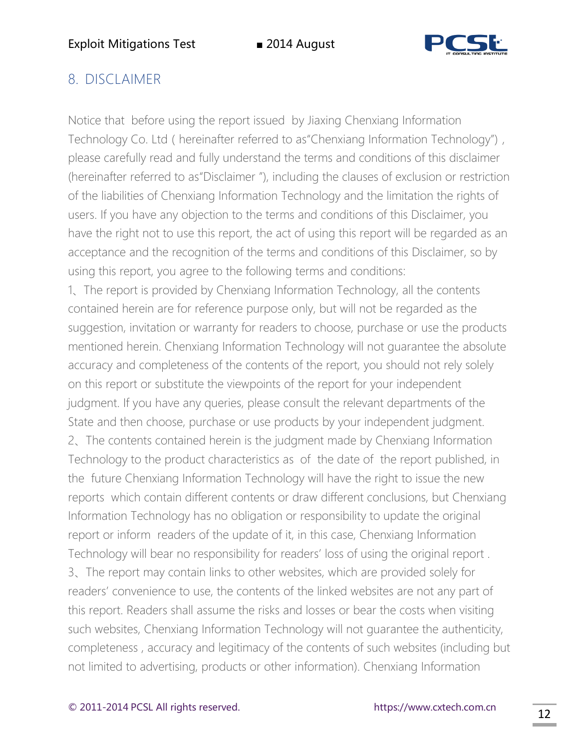## 8. DISCLAIMER

Notice that before using the report issued by Jiaxing Chenxiang Information Technology Co. Ltd ( hereinafter referred to as"Chenxiang Information Technology") , please carefully read and fully understand the terms and conditions of this disclaimer (hereinafter referred to as"Disclaimer "), including the clauses of exclusion or restriction of the liabilities of Chenxiang Information Technology and the limitation the rights of users. If you have any objection to the terms and conditions of this Disclaimer, you have the right not to use this report, the act of using this report will be regarded as an acceptance and the recognition of the terms and conditions of this Disclaimer, so by using this report, you agree to the following terms and conditions:

1、The report is provided by Chenxiang Information Technology, all the contents contained herein are for reference purpose only, but will not be regarded as the suggestion, invitation or warranty for readers to choose, purchase or use the products mentioned herein. Chenxiang Information Technology will not guarantee the absolute accuracy and completeness of the contents of the report, you should not rely solely on this report or substitute the viewpoints of the report for your independent judgment. If you have any queries, please consult the relevant departments of the State and then choose, purchase or use products by your independent judgment.

2、The contents contained herein is the judgment made by Chenxiang Information Technology to the product characteristics as of the date of the report published, in the future Chenxiang Information Technology will have the right to issue the new reports which contain different contents or draw different conclusions, but Chenxiang Information Technology has no obligation or responsibility to update the original report or inform readers of the update of it, in this case, Chenxiang Information Technology will bear no responsibility for readers' loss of using the original report .

3、The report may contain links to other websites, which are provided solely for readers' convenience to use, the contents of the linked websites are not any part of this report. Readers shall assume the risks and losses or bear the costs when visiting such websites, Chenxiang Information Technology will not guarantee the authenticity, completeness , accuracy and legitimacy of the contents of such websites (including but not limited to advertising, products or other information). Chenxiang Information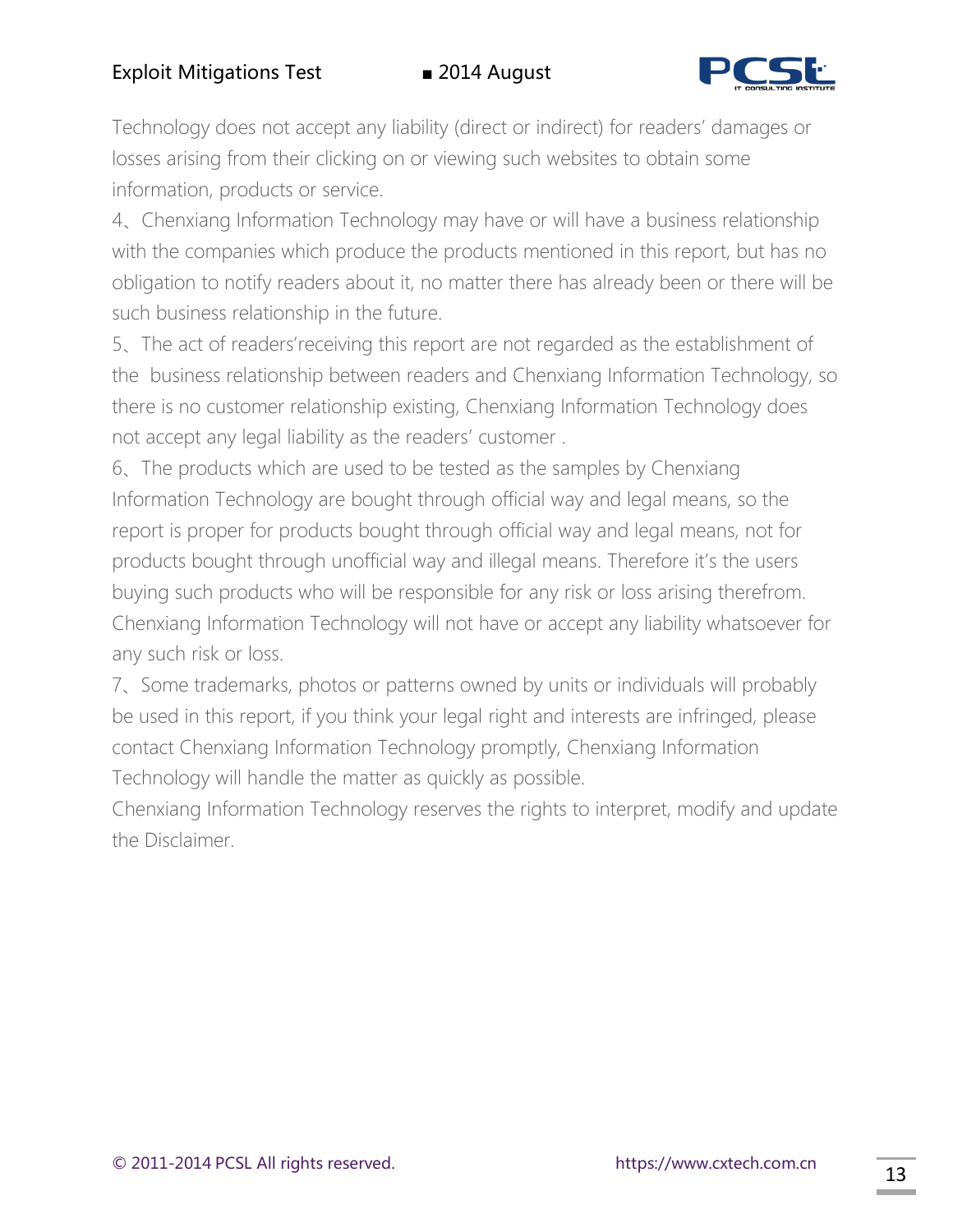Technology does not accept any liability (direct or indirect) for readers' damages or losses arising from their clicking on or viewing such websites to obtain some information, products or service.

4、Chenxiang Information Technology may have or will have a business relationship with the companies which produce the products mentioned in this report, but has no obligation to notify readers about it, no matter there has already been or there will be such business relationship in the future.

5、The act of readers'receiving this report are not regarded as the establishment of the business relationship between readers and Chenxiang Information Technology, so there is no customer relationship existing, Chenxiang Information Technology does not accept any legal liability as the readers' customer .

6、The products which are used to be tested as the samples by Chenxiang Information Technology are bought through official way and legal means, so the report is proper for products bought through official way and legal means, not for products bought through unofficial way and illegal means. Therefore it's the users buying such products who will be responsible for any risk or loss arising therefrom. Chenxiang Information Technology will not have or accept any liability whatsoever for any such risk or loss.

7、Some trademarks, photos or patterns owned by units or individuals will probably be used in this report, if you think your legal right and interests are infringed, please contact Chenxiang Information Technology promptly, Chenxiang Information Technology will handle the matter as quickly as possible.

Chenxiang Information Technology reserves the rights to interpret, modify and update the Disclaimer.